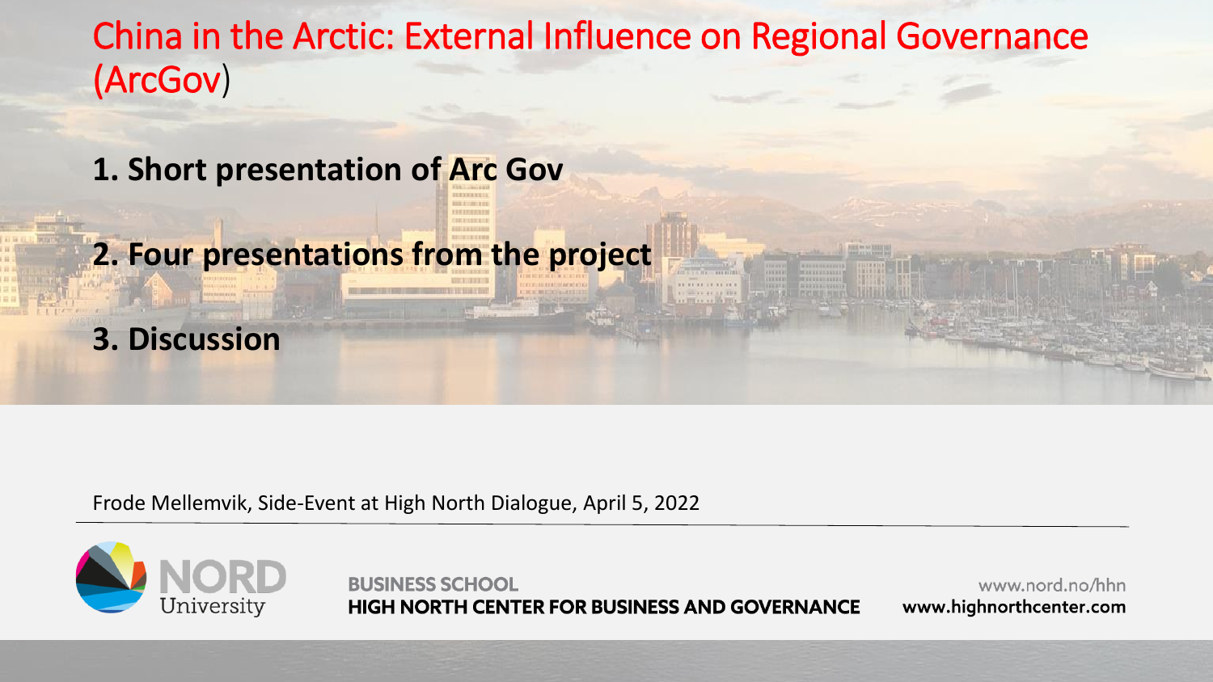# China in the Arctic: External Influence on Regional Governance (ArcGov)

**1. Short presentation of Arc Gov**

**2. Four presentations from the project**

**3. Discussion**

Frode Mellemvik, Side-Event at High North Dialogue, April 5, 2022

NORD University

BUSINESS SCHOOL
HIGH NORTH CENTER FOR BUSINESS AND GOVERNANCE

www.nord.no/hhn
www.highnorthcenter.com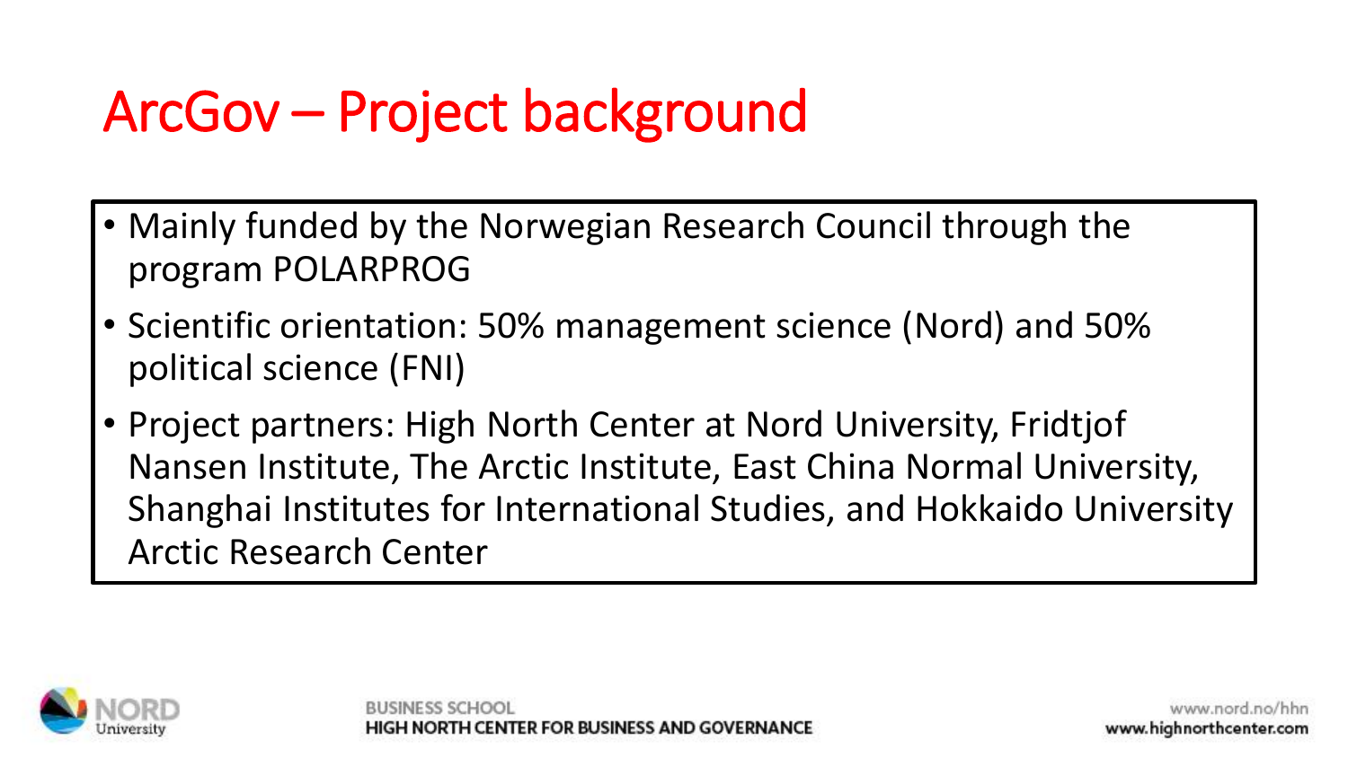# ArcGov – Project background

- Mainly funded by the Norwegian Research Council through the program POLARPROG
- Scientific orientation: 50% management science (Nord) and 50% political science (FNI)
- Project partners: High North Center at Nord University, Fridtjof Nansen Institute, The Arctic Institute, East China Normal University, Shanghai Institutes for International Studies, and Hokkaido University Arctic Research Center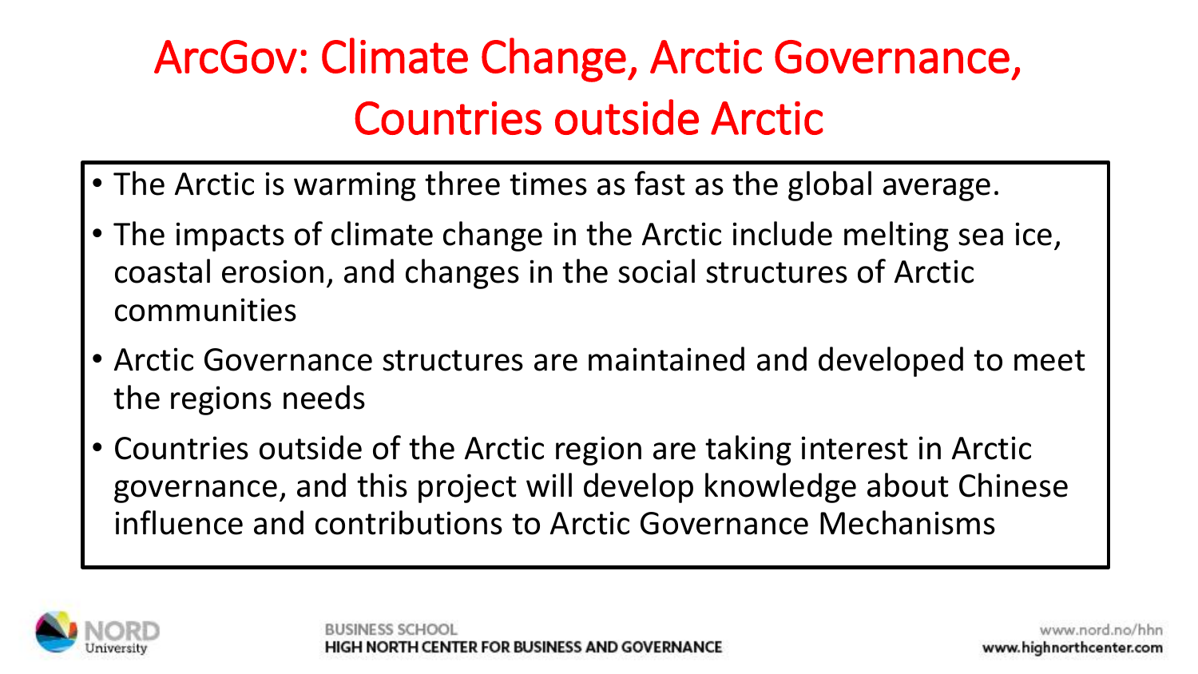# ArcGov: Climate Change, Arctic Governance, Countries outside Arctic

- The Arctic is warming three times as fast as the global average.
- The impacts of climate change in the Arctic include melting sea ice, coastal erosion, and changes in the social structures of Arctic communities
- Arctic Governance structures are maintained and developed to meet the regions needs
- Countries outside of the Arctic region are taking interest in Arctic governance, and this project will develop knowledge about Chinese influence and contributions to Arctic Governance Mechanisms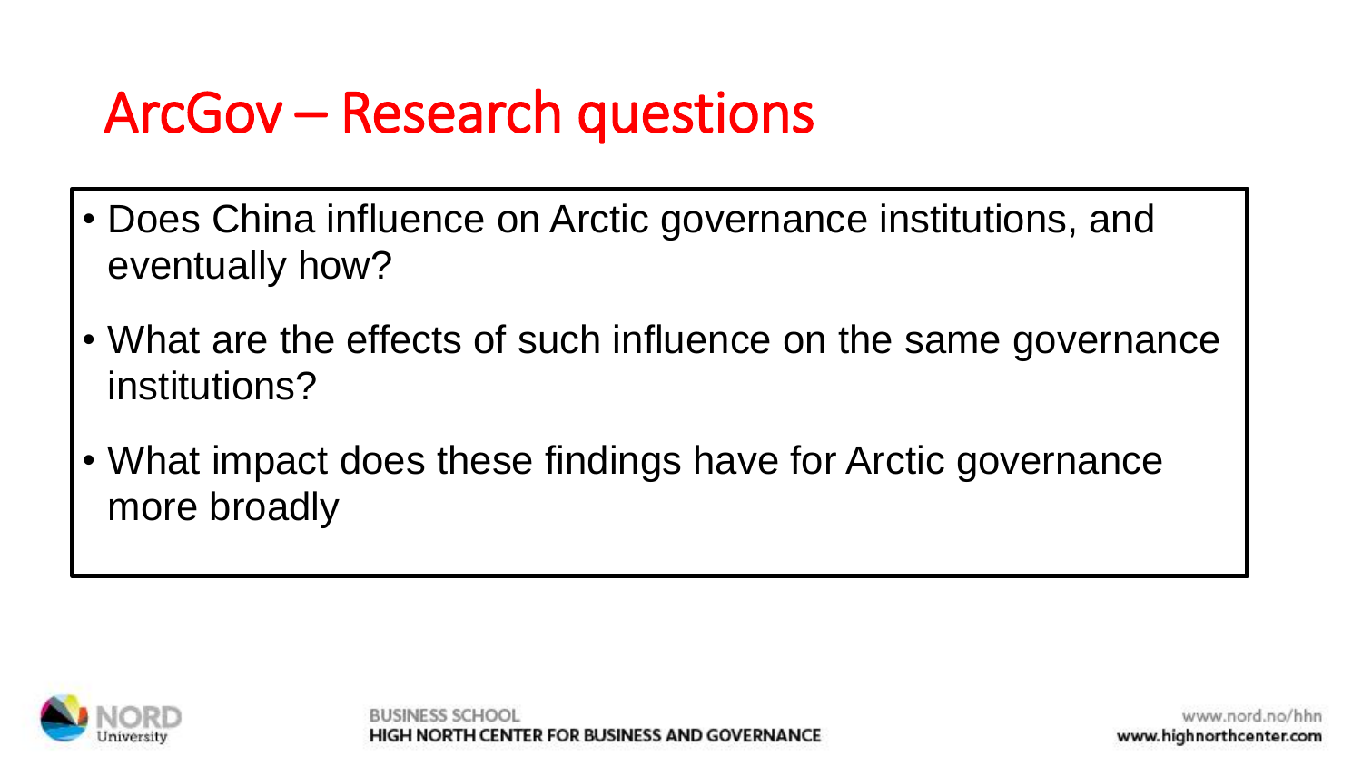# ArcGov – Research questions

- Does China influence on Arctic governance institutions, and eventually how?
- What are the effects of such influence on the same governance institutions?
- What impact does these findings have for Arctic governance more broadly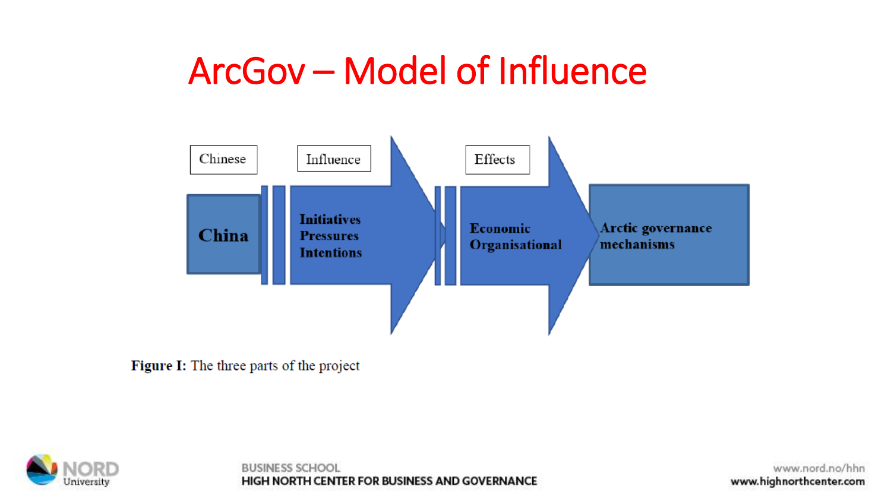# ArcGov – Model of Influence

Chinese | Influence | Effects

**China** → **Initiatives Pressures Intentions** → **Economic Organisational** → **Arctic governance mechanisms**

**Figure I:** The three parts of the project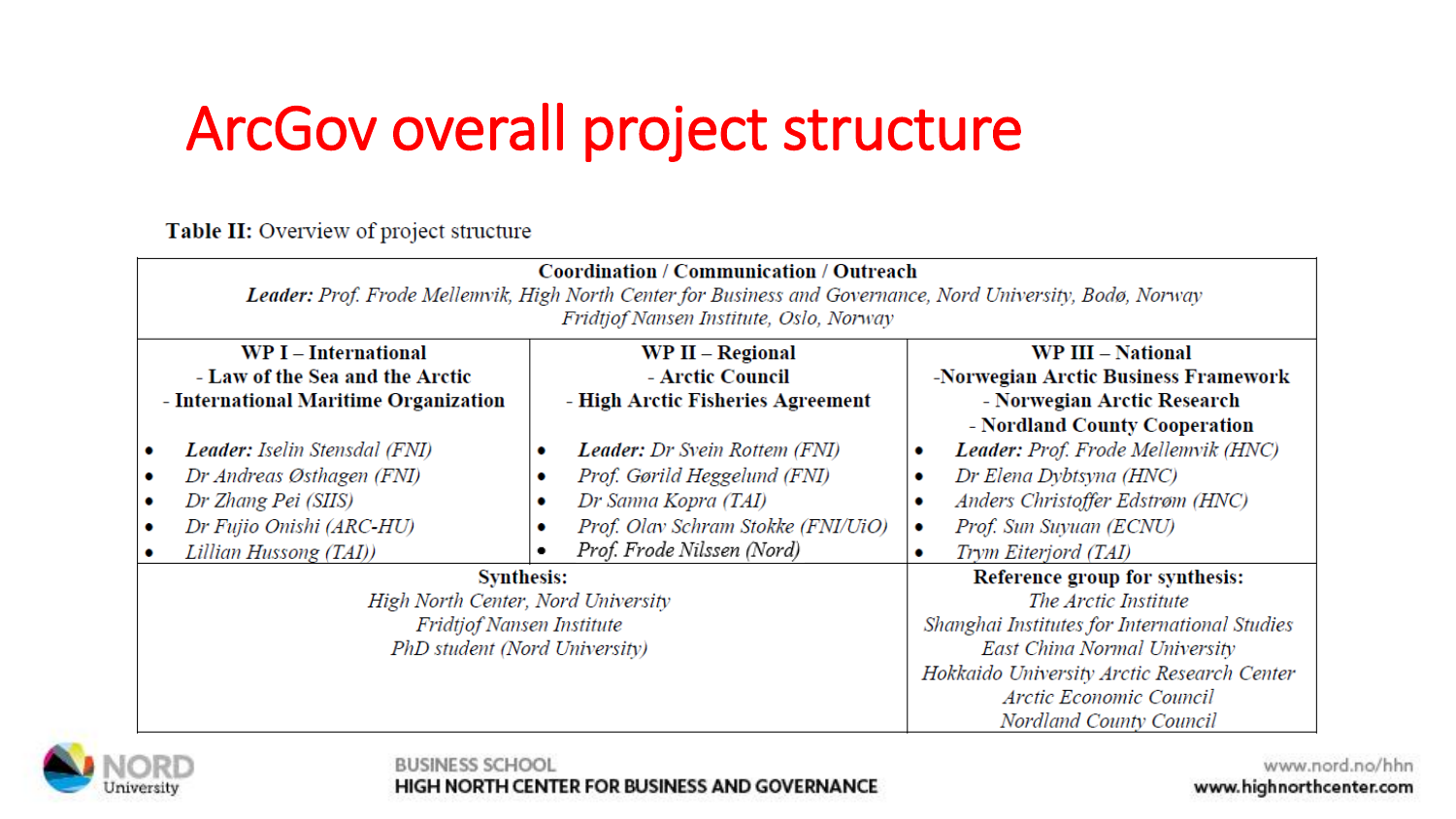# ArcGov overall project structure

**Table II:** Overview of project structure

| **Coordination / Communication / Outreach** | | |
|---|---|---|
| ***Leader:*** *Prof. Frode Mellemvik, High North Center for Business and Governance, Nord University, Bodø, Norway* <br> *Fridtjof Nansen Institute, Oslo, Norway* | | |
| **WP I – International** <br> **- Law of the Sea and the Arctic** <br> **- International Maritime Organization** | **WP II – Regional** <br> **- Arctic Council** <br> **- High Arctic Fisheries Agreement** | **WP III – National** <br> **-Norwegian Arctic Business Framework** <br> **- Norwegian Arctic Research** <br> **- Nordland County Cooperation** |
| • ***Leader:*** *Iselin Stensdal (FNI)* <br> • *Dr Andreas Østhagen (FNI)* <br> • *Dr Zhang Pei (SIIS)* <br> • *Dr Fujio Onishi (ARC-HU)* <br> • *Lillian Hussong (TAI))* | • ***Leader:*** *Dr Svein Rottem (FNI)* <br> • *Prof. Gørild Heggelund (FNI)* <br> • *Dr Sanna Kopra (TAI)* <br> • *Prof. Olav Schram Stokke (FNI/UiO)* <br> • *Prof. Frode Nilssen (Nord)* | • ***Leader:*** *Prof. Frode Mellemvik (HNC)* <br> • *Dr Elena Dybtsyna (HNC)* <br> • *Anders Christoffer Edstrøm (HNC)* <br> • *Prof. Sun Suyuan (ECNU)* <br> • *Trym Eiterjord (TAI)* |
| **Synthesis:** <br> *High North Center, Nord University* <br> *Fridtjof Nansen Institute* <br> *PhD student (Nord University)* | | **Reference group for synthesis:** <br> *The Arctic Institute* <br> *Shanghai Institutes for International Studies* <br> *East China Normal University* <br> *Hokkaido University Arctic Research Center* <br> *Arctic Economic Council* <br> *Nordland County Council* |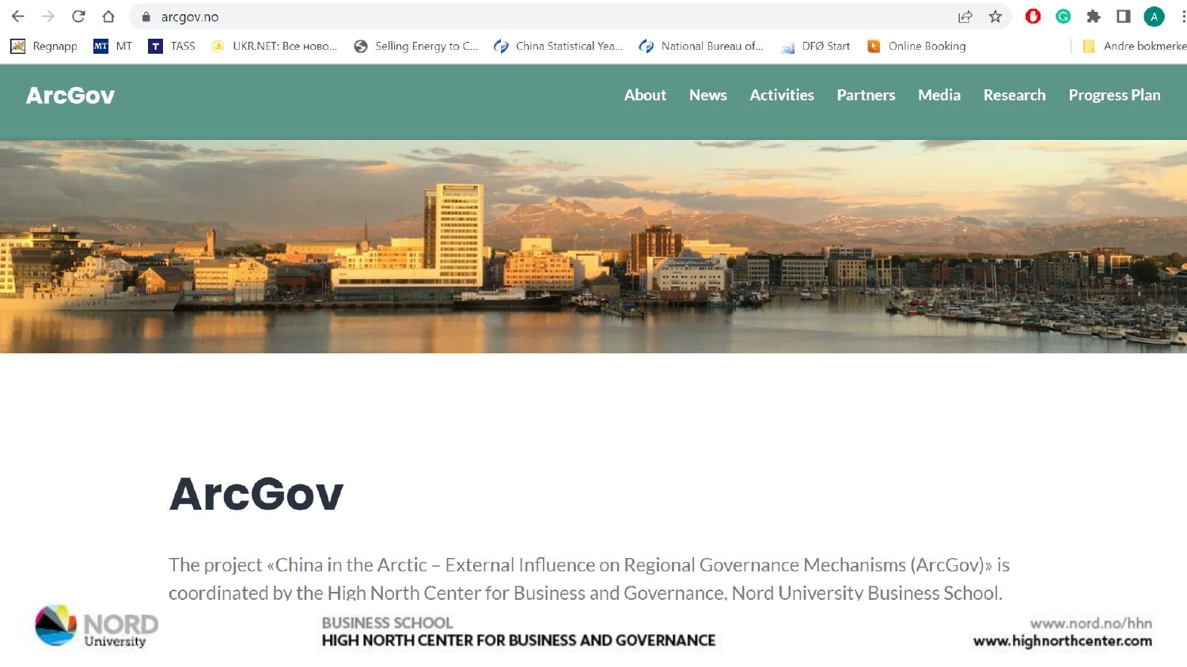ArcGov

About News Activities Partners Media Research Progress Plan

# ArcGov

The project «China in the Arctic – External Influence on Regional Governance Mechanisms (ArcGov)» is coordinated by the High North Center for Business and Governance, Nord University Business School.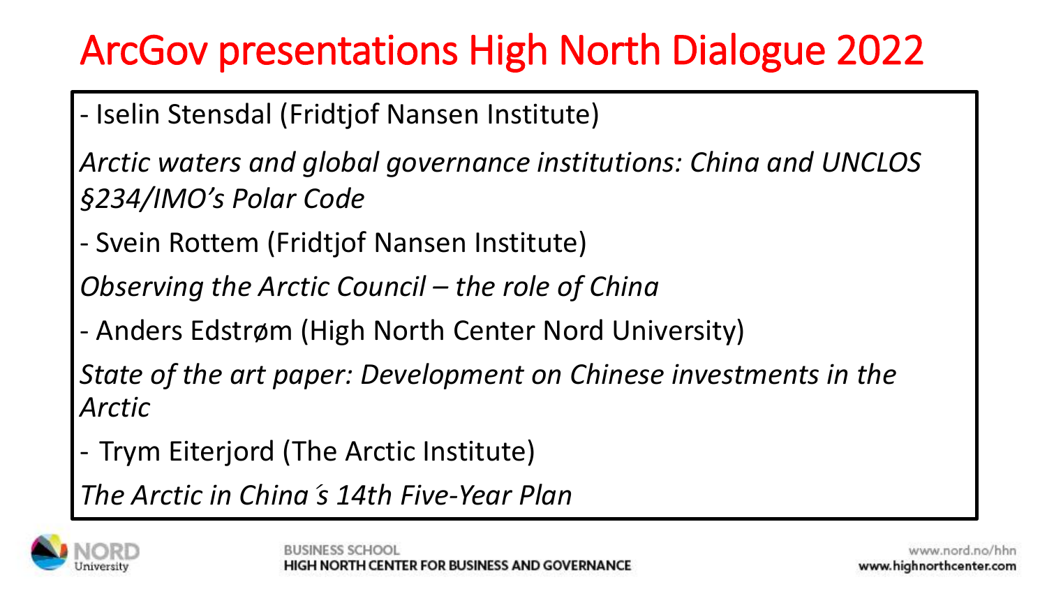# ArcGov presentations High North Dialogue 2022

- Iselin Stensdal (Fridtjof Nansen Institute)

*Arctic waters and global governance institutions: China and UNCLOS §234/IMO's Polar Code*

- Svein Rottem (Fridtjof Nansen Institute)

*Observing the Arctic Council – the role of China*

- Anders Edstrøm (High North Center Nord University)

*State of the art paper: Development on Chinese investments in the Arctic*

- Trym Eiterjord (The Arctic Institute)

*The Arctic in China´s 14th Five-Year Plan*